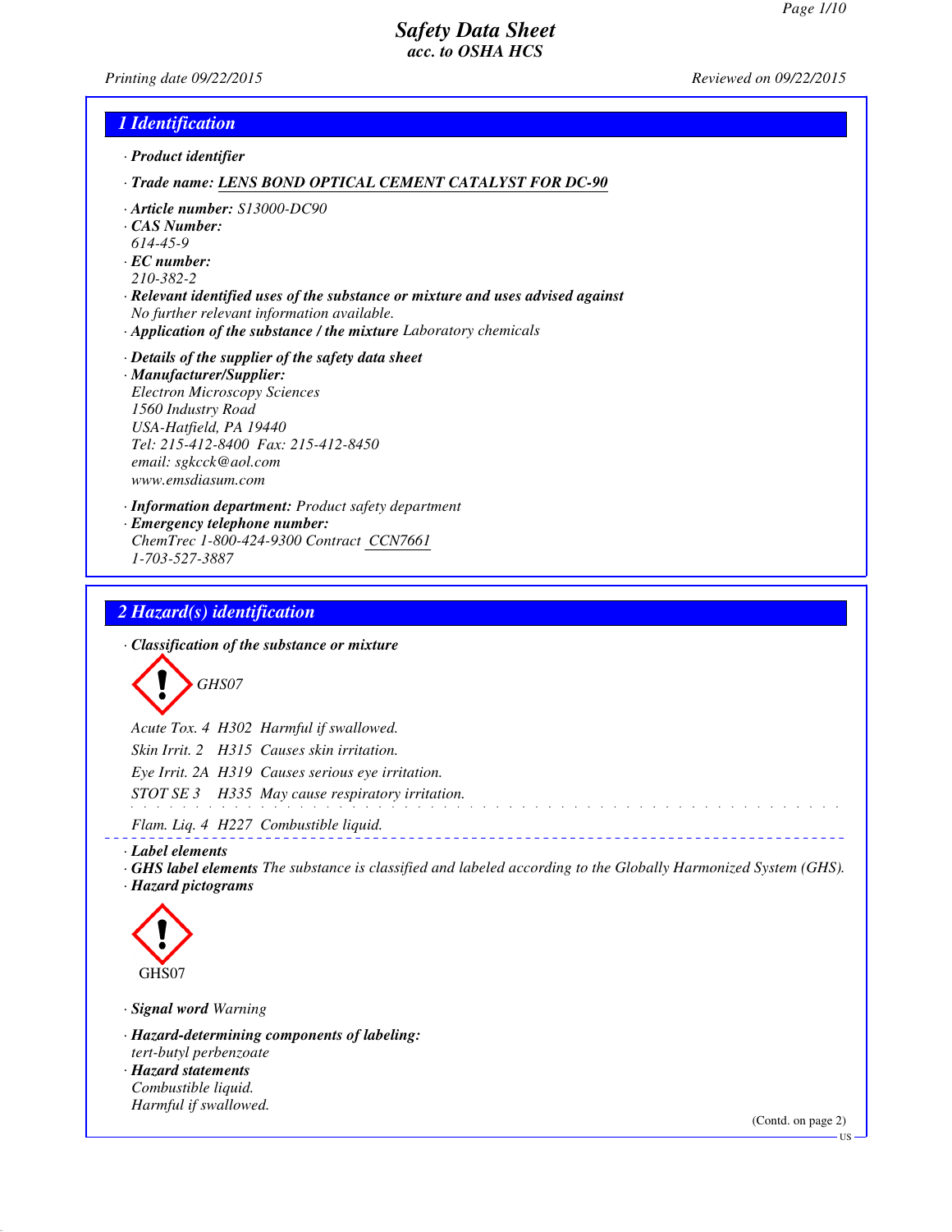# Safety Data Sheet
## acc. to OSHA HCS

*Printing date 09/22/2015* *Reviewed on 09/22/2015*

## 1 Identification

· **Product identifier**

· **Trade name:** LENS BOND OPTICAL CEMENT CATALYST FOR DC-90

· **Article number:** S13000-DC90
· **CAS Number:**
614-45-9
· **EC number:**
210-382-2
· **Relevant identified uses of the substance or mixture and uses advised against**
No further relevant information available.
· **Application of the substance / the mixture** Laboratory chemicals

· **Details of the supplier of the safety data sheet**
· **Manufacturer/Supplier:**
Electron Microscopy Sciences
1560 Industry Road
USA-Hatfield, PA 19440
Tel: 215-412-8400 Fax: 215-412-8450
email: sgkcck@aol.com
www.emsdiasum.com

· **Information department:** Product safety department
· **Emergency telephone number:**
ChemTrec 1-800-424-9300 Contract CCN7661
1-703-527-3887

## 2 Hazard(s) identification

· **Classification of the substance or mixture**

GHS07

Acute Tox. 4 H302 Harmful if swallowed.
Skin Irrit. 2 H315 Causes skin irritation.
Eye Irrit. 2A H319 Causes serious eye irritation.
STOT SE 3 H335 May cause respiratory irritation.

Flam. Liq. 4 H227 Combustible liquid.

· **Label elements**
· **GHS label elements** The substance is classified and labeled according to the Globally Harmonized System (GHS).
· **Hazard pictograms**

GHS07

· **Signal word** Warning

· **Hazard-determining components of labeling:**
tert-butyl perbenzoate
· **Hazard statements**
Combustible liquid.
Harmful if swallowed.

(Contd. on page 2)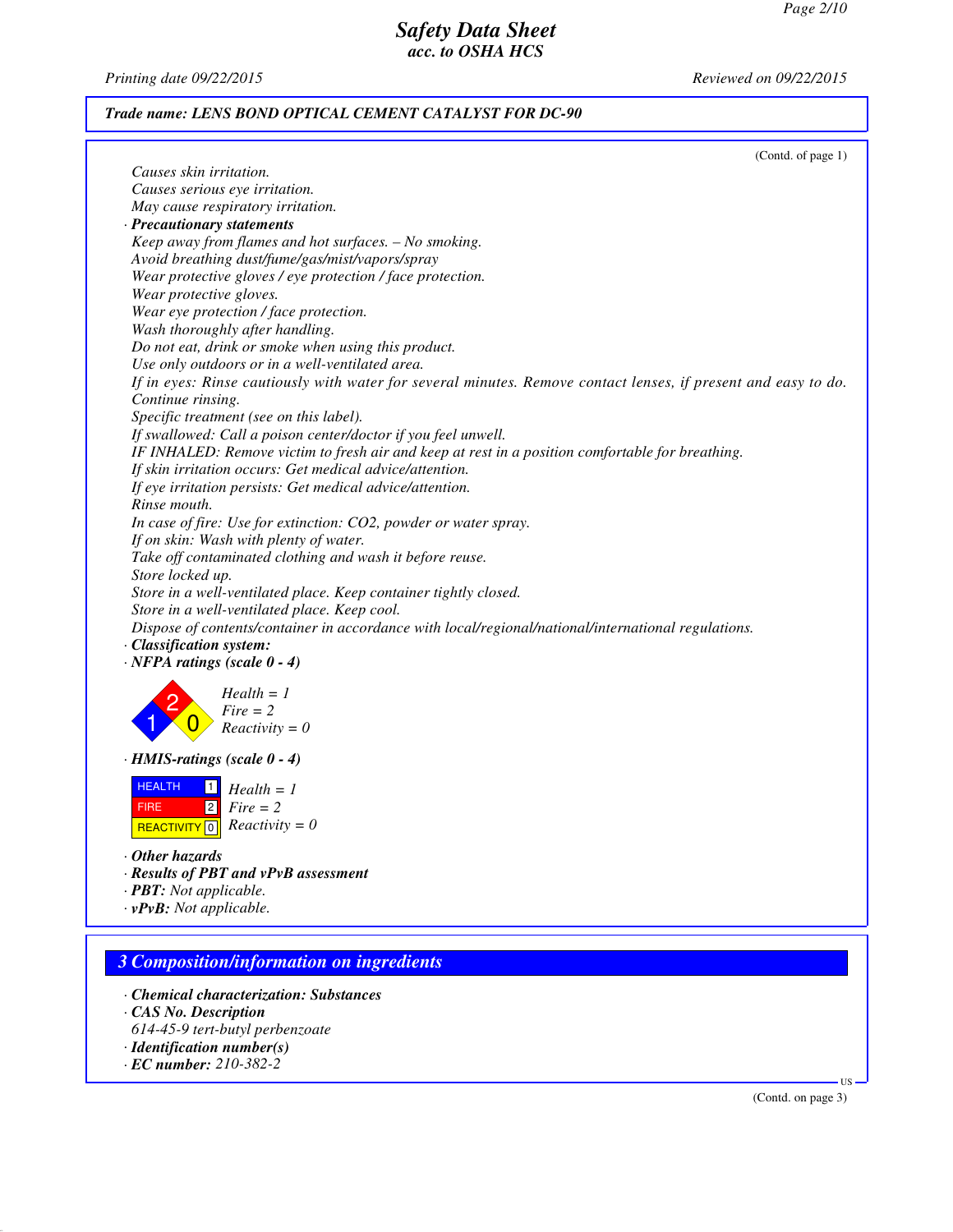**Trade name: LENS BOND OPTICAL CEMENT CATALYST FOR DC-90**

(Contd. of page 1)

*Causes skin irritation.*
*Causes serious eye irritation.*
*May cause respiratory irritation.*

· ***Precautionary statements***

*Keep away from flames and hot surfaces. – No smoking.*
*Avoid breathing dust/fume/gas/mist/vapors/spray*
*Wear protective gloves / eye protection / face protection.*
*Wear protective gloves.*
*Wear eye protection / face protection.*
*Wash thoroughly after handling.*
*Do not eat, drink or smoke when using this product.*
*Use only outdoors or in a well-ventilated area.*
*If in eyes: Rinse cautiously with water for several minutes. Remove contact lenses, if present and easy to do. Continue rinsing.*
*Specific treatment (see on this label).*
*If swallowed: Call a poison center/doctor if you feel unwell.*
*IF INHALED: Remove victim to fresh air and keep at rest in a position comfortable for breathing.*
*If skin irritation occurs: Get medical advice/attention.*
*If eye irritation persists: Get medical advice/attention.*
*Rinse mouth.*
*In case of fire: Use for extinction: $CO_2$, powder or water spray.*
*If on skin: Wash with plenty of water.*
*Take off contaminated clothing and wash it before reuse.*
*Store locked up.*
*Store in a well-ventilated place. Keep container tightly closed.*
*Store in a well-ventilated place. Keep cool.*
*Dispose of contents/container in accordance with local/regional/national/international regulations.*

· ***Classification system:***

· ***NFPA ratings (scale 0 - 4)***

*Health = 1*
*Fire = 2*
*Reactivity = 0*

· ***HMIS-ratings (scale 0 - 4)***

| HEALTH | 1 | *Health = 1* |
|---|---|---|
| FIRE | 2 | *Fire = 2* |
| REACTIVITY | 0 | *Reactivity = 0* |

· ***Other hazards***

· ***Results of PBT and vPvB assessment***

· ***PBT:*** *Not applicable.*

· ***vPvB:*** *Not applicable.*

## 3 Composition/information on ingredients

· ***Chemical characterization: Substances***

· ***CAS No. Description***

*614-45-9 tert-butyl perbenzoate*

· ***Identification number(s)***

· ***EC number:*** *210-382-2*

(Contd. on page 3)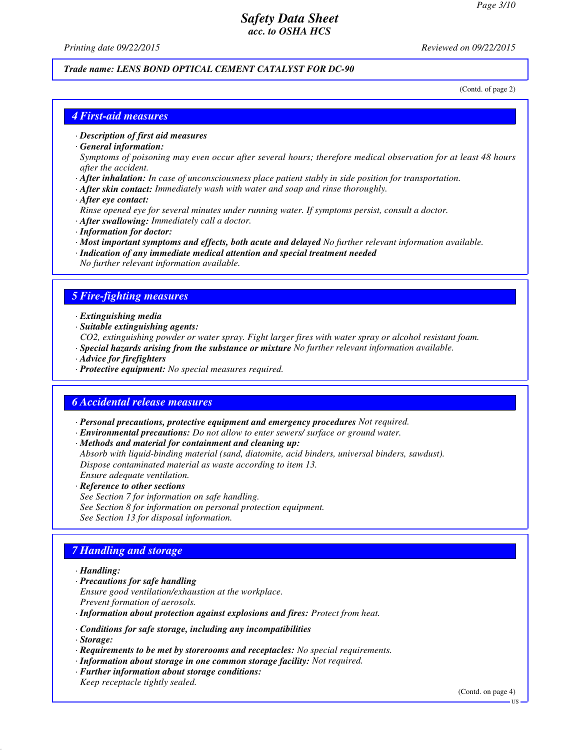Trade name: LENS BOND OPTICAL CEMENT CATALYST FOR DC-90

(Contd. of page 2)

## 4 First-aid measures

· **Description of first aid measures**
· **General information:**
Symptoms of poisoning may even occur after several hours; therefore medical observation for at least 48 hours after the accident.
· **After inhalation:** In case of unconsciousness place patient stably in side position for transportation.
· **After skin contact:** Immediately wash with water and soap and rinse thoroughly.
· **After eye contact:**
Rinse opened eye for several minutes under running water. If symptoms persist, consult a doctor.
· **After swallowing:** Immediately call a doctor.
· **Information for doctor:**
· **Most important symptoms and effects, both acute and delayed** No further relevant information available.
· **Indication of any immediate medical attention and special treatment needed**
No further relevant information available.

## 5 Fire-fighting measures

· **Extinguishing media**
· **Suitable extinguishing agents:**
$CO_2$, extinguishing powder or water spray. Fight larger fires with water spray or alcohol resistant foam.
· **Special hazards arising from the substance or mixture** No further relevant information available.
· **Advice for firefighters**
· **Protective equipment:** No special measures required.

## 6 Accidental release measures

· **Personal precautions, protective equipment and emergency procedures** Not required.
· **Environmental precautions:** Do not allow to enter sewers/ surface or ground water.
· **Methods and material for containment and cleaning up:**
Absorb with liquid-binding material (sand, diatomite, acid binders, universal binders, sawdust).
Dispose contaminated material as waste according to item 13.
Ensure adequate ventilation.
· **Reference to other sections**
See Section 7 for information on safe handling.
See Section 8 for information on personal protection equipment.
See Section 13 for disposal information.

## 7 Handling and storage

· **Handling:**
· **Precautions for safe handling**
Ensure good ventilation/exhaustion at the workplace.
Prevent formation of aerosols.
· **Information about protection against explosions and fires:** Protect from heat.

· **Conditions for safe storage, including any incompatibilities**
· **Storage:**
· **Requirements to be met by storerooms and receptacles:** No special requirements.
· **Information about storage in one common storage facility:** Not required.
· **Further information about storage conditions:**
Keep receptacle tightly sealed.

(Contd. on page 4)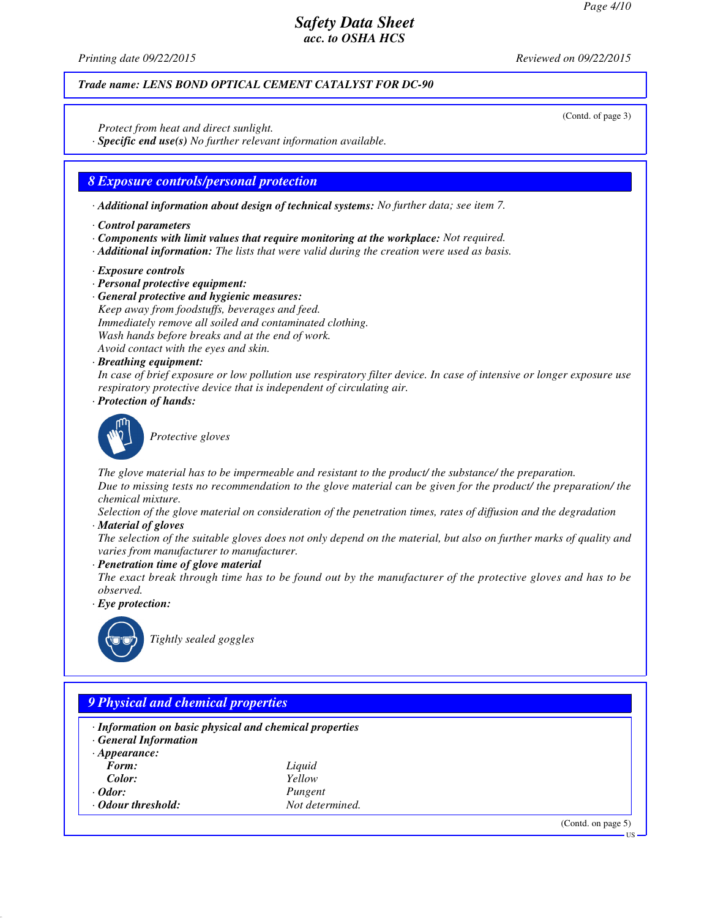(Contd. of page 3)

Protect from heat and direct sunlight.

· **Specific end use(s)** No further relevant information available.

## 8 Exposure controls/personal protection

· **Additional information about design of technical systems:** No further data; see item 7.

· **Control parameters**
· **Components with limit values that require monitoring at the workplace:** Not required.
· **Additional information:** The lists that were valid during the creation were used as basis.

· **Exposure controls**
· **Personal protective equipment:**
· **General protective and hygienic measures:**
Keep away from foodstuffs, beverages and feed.
Immediately remove all soiled and contaminated clothing.
Wash hands before breaks and at the end of work.
Avoid contact with the eyes and skin.
· **Breathing equipment:**
In case of brief exposure or low pollution use respiratory filter device. In case of intensive or longer exposure use respiratory protective device that is independent of circulating air.
· **Protection of hands:**

Protective gloves

The glove material has to be impermeable and resistant to the product/ the substance/ the preparation.
Due to missing tests no recommendation to the glove material can be given for the product/ the preparation/ the chemical mixture.
Selection of the glove material on consideration of the penetration times, rates of diffusion and the degradation
· **Material of gloves**
The selection of the suitable gloves does not only depend on the material, but also on further marks of quality and varies from manufacturer to manufacturer.
· **Penetration time of glove material**
The exact break through time has to be found out by the manufacturer of the protective gloves and has to be observed.
· **Eye protection:**

Tightly sealed goggles

## 9 Physical and chemical properties

· **Information on basic physical and chemical properties**
· **General Information**
· **Appearance:**

| | |
|---|---|
| **Form:** | Liquid |
| **Color:** | Yellow |
| · **Odor:** | Pungent |
| · **Odour threshold:** | Not determined. |

(Contd. on page 5)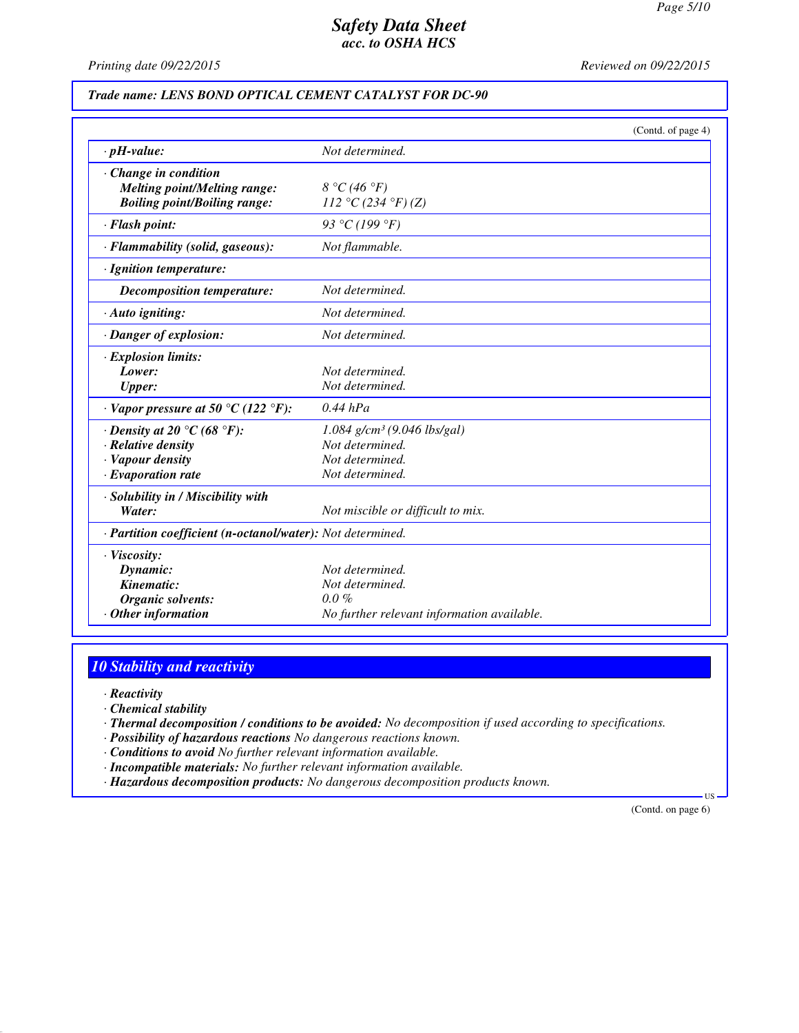**Safety Data Sheet**
*acc. to OSHA HCS*

Printing date 09/22/2015 | Reviewed on 09/22/2015

**Trade name: LENS BOND OPTICAL CEMENT CATALYST FOR DC-90**

(Contd. of page 4)

| | |
|---|---|
| · **pH-value:** | Not determined. |
| · **Change in condition** | |
| **Melting point/Melting range:** | 8 °C (46 °F) |
| **Boiling point/Boiling range:** | 112 °C (234 °F) (Z) |
| · **Flash point:** | 93 °C (199 °F) |
| · **Flammability (solid, gaseous):** | Not flammable. |
| · **Ignition temperature:** | |
| **Decomposition temperature:** | Not determined. |
| · **Auto igniting:** | Not determined. |
| · **Danger of explosion:** | Not determined. |
| · **Explosion limits:** | |
| **Lower:** | Not determined. |
| **Upper:** | Not determined. |
| · **Vapor pressure at 50 °C (122 °F):** | 0.44 hPa |
| · **Density at 20 °C (68 °F):** | 1.084 g/cm³ (9.046 lbs/gal) |
| · **Relative density** | Not determined. |
| · **Vapour density** | Not determined. |
| · **Evaporation rate** | Not determined. |
| · **Solubility in / Miscibility with** | |
| **Water:** | Not miscible or difficult to mix. |
| · **Partition coefficient (n-octanol/water):** | Not determined. |
| · **Viscosity:** | |
| **Dynamic:** | Not determined. |
| **Kinematic:** | Not determined. |
| **Organic solvents:** | 0.0 % |
| · **Other information** | No further relevant information available. |

## 10 Stability and reactivity

- · **Reactivity**
- · **Chemical stability**
- · **Thermal decomposition / conditions to be avoided:** No decomposition if used according to specifications.
- · **Possibility of hazardous reactions** No dangerous reactions known.
- · **Conditions to avoid** No further relevant information available.
- · **Incompatible materials:** No further relevant information available.
- · **Hazardous decomposition products:** No dangerous decomposition products known.

(Contd. on page 6)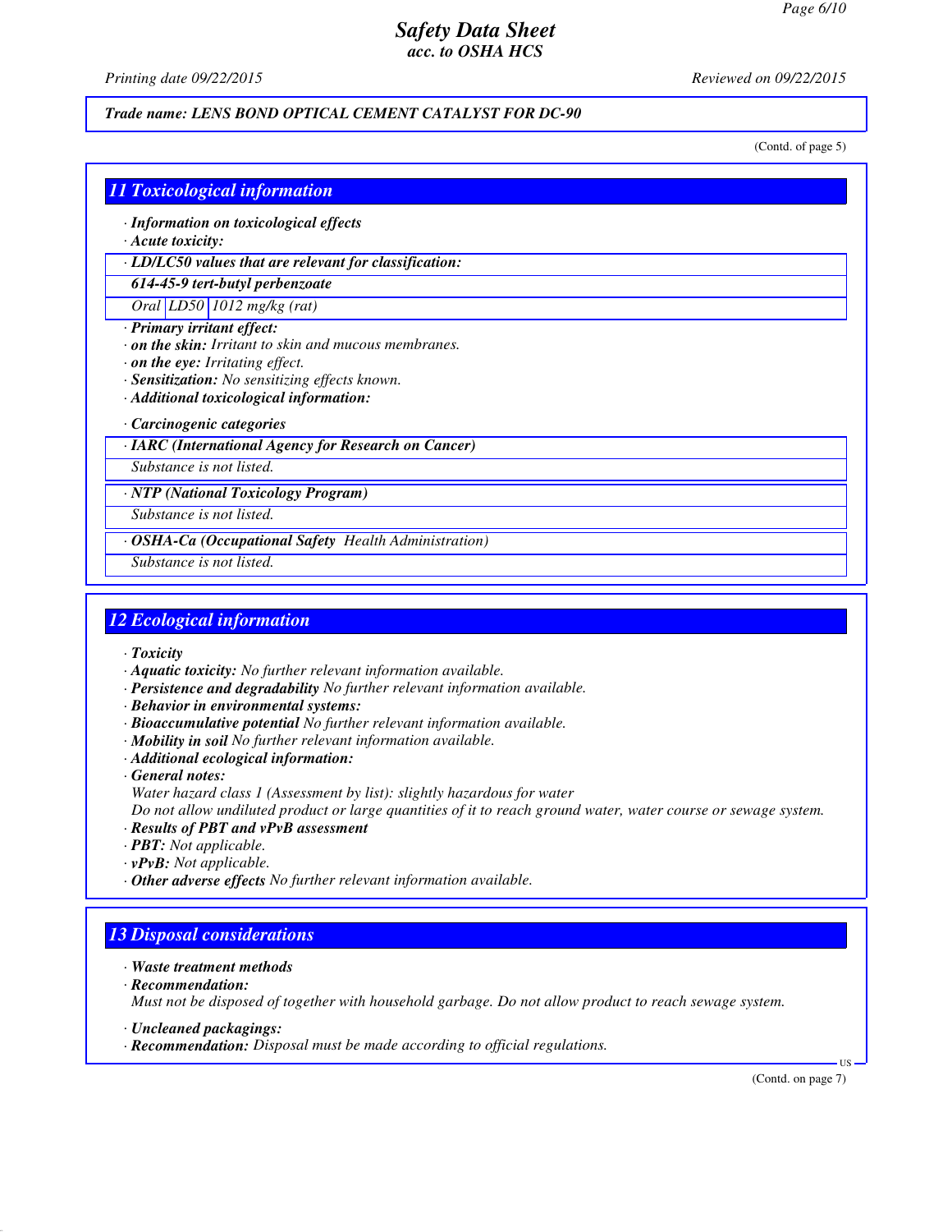*Trade name: LENS BOND OPTICAL CEMENT CATALYST FOR DC-90*

(Contd. of page 5)

## 11 Toxicological information

· **Information on toxicological effects**
· **Acute toxicity:**

| · LD/LC50 values that are relevant for classification: | | |
|---|---|---|
| **614-45-9 tert-butyl perbenzoate** | | |
| Oral | LD50 | 1012 mg/kg (rat) |

· **Primary irritant effect:**
· **on the skin:** Irritant to skin and mucous membranes.
· **on the eye:** Irritating effect.
· **Sensitization:** No sensitizing effects known.
· **Additional toxicological information:**

· **Carcinogenic categories**

| · IARC (International Agency for Research on Cancer) |
|---|
| Substance is not listed. |

| · NTP (National Toxicology Program) |
|---|
| Substance is not listed. |

| · OSHA-Ca (Occupational Safety Health Administration) |
|---|
| Substance is not listed. |

## 12 Ecological information

· **Toxicity**
· **Aquatic toxicity:** No further relevant information available.
· **Persistence and degradability** No further relevant information available.
· **Behavior in environmental systems:**
· **Bioaccumulative potential** No further relevant information available.
· **Mobility in soil** No further relevant information available.
· **Additional ecological information:**
· **General notes:**
Water hazard class 1 (Assessment by list): slightly hazardous for water
Do not allow undiluted product or large quantities of it to reach ground water, water course or sewage system.
· **Results of PBT and vPvB assessment**
· **PBT:** Not applicable.
· **vPvB:** Not applicable.
· **Other adverse effects** No further relevant information available.

## 13 Disposal considerations

· **Waste treatment methods**
· **Recommendation:**
Must not be disposed of together with household garbage. Do not allow product to reach sewage system.

· **Uncleaned packagings:**
· **Recommendation:** Disposal must be made according to official regulations.

(Contd. on page 7)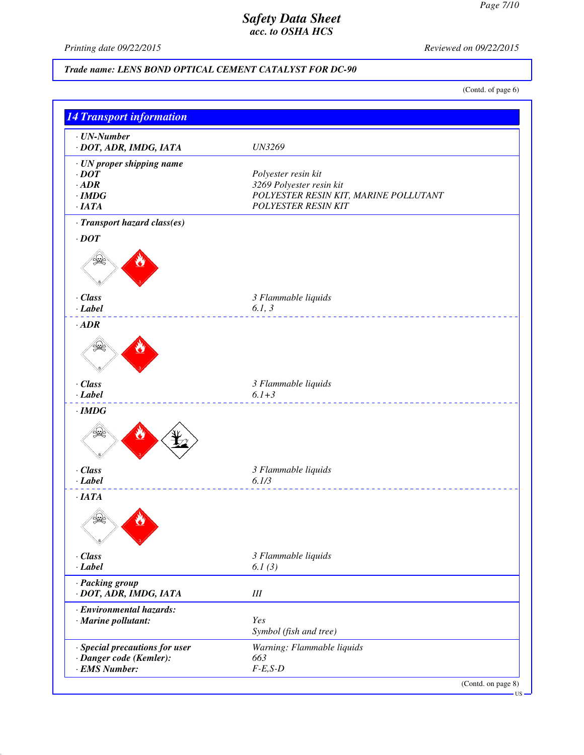# Safety Data Sheet
*acc. to OSHA HCS*

Printing date 09/22/2015 Reviewed on 09/22/2015

**Trade name: LENS BOND OPTICAL CEMENT CATALYST FOR DC-90**

(Contd. of page 6)

## 14 Transport information

· **UN-Number**
· **DOT, ADR, IMDG, IATA** UN3269

· **UN proper shipping name**
· **DOT** Polyester resin kit
· **ADR** 3269 Polyester resin kit
· **IMDG** POLYESTER RESIN KIT, MARINE POLLUTANT
· **IATA** POLYESTER RESIN KIT

· **Transport hazard class(es)**

· **DOT**

· **Class** 3 Flammable liquids
· **Label** 6.1, 3

· **ADR**

· **Class** 3 Flammable liquids
· **Label** 6.1+3

· **IMDG**

· **Class** 3 Flammable liquids
· **Label** 6.1/3

· **IATA**

· **Class** 3 Flammable liquids
· **Label** 6.1 (3)

· **Packing group**
· **DOT, ADR, IMDG, IATA** III

· **Environmental hazards:**
· **Marine pollutant:** Yes
Symbol (fish and tree)

· **Special precautions for user** Warning: Flammable liquids
· **Danger code (Kemler):** 663
· **EMS Number:** F-E,S-D

(Contd. on page 8)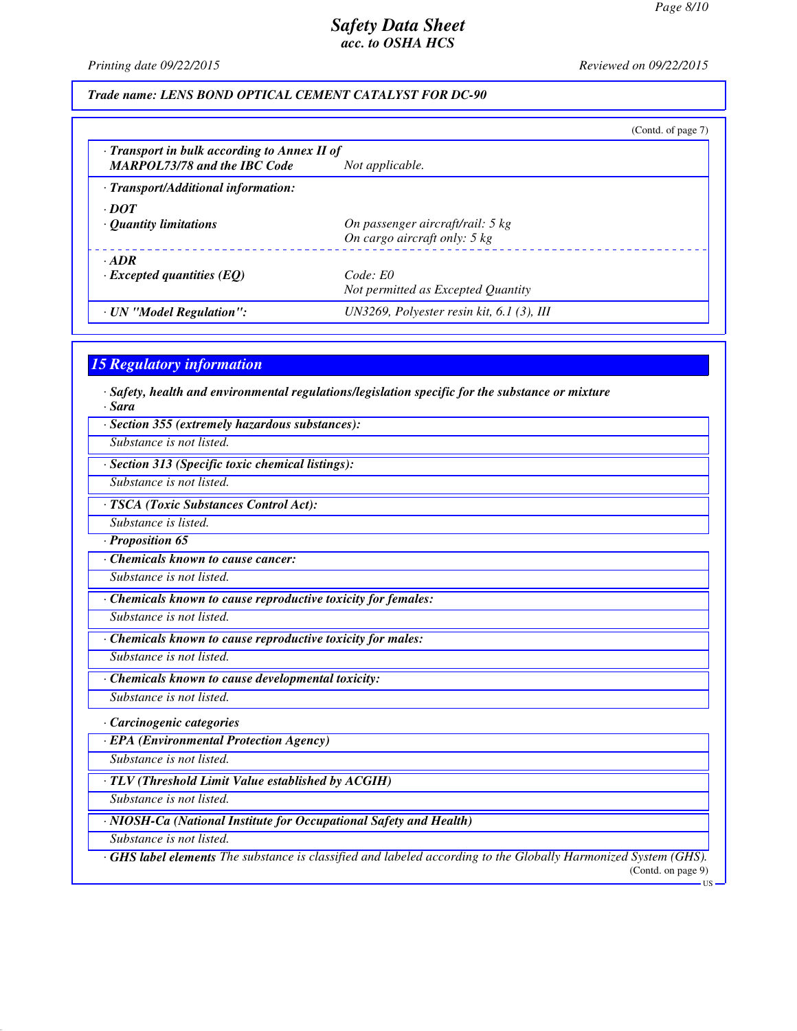**Trade name: LENS BOND OPTICAL CEMENT CATALYST FOR DC-90**

(Contd. of page 7)

| | |
|---|---|
| · **Transport in bulk according to Annex II of MARPOL73/78 and the IBC Code** | *Not applicable.* |
| · **Transport/Additional information:** | |
| · **DOT** | |
| · **Quantity limitations** | *On passenger aircraft/rail: 5 kg*<br>*On cargo aircraft only: 5 kg* |
| · **ADR** | |
| · **Excepted quantities (EQ)** | *Code: E0*<br>*Not permitted as Excepted Quantity* |
| · **UN "Model Regulation":** | *UN3269, Polyester resin kit, 6.1 (3), III* |

## 15 Regulatory information

· **Safety, health and environmental regulations/legislation specific for the substance or mixture**

· **Sara**

· **Section 355 (extremely hazardous substances):**

*Substance is not listed.*

· **Section 313 (Specific toxic chemical listings):**

*Substance is not listed.*

· **TSCA (Toxic Substances Control Act):**

*Substance is listed.*

· **Proposition 65**

· **Chemicals known to cause cancer:**

*Substance is not listed.*

· **Chemicals known to cause reproductive toxicity for females:**

*Substance is not listed.*

· **Chemicals known to cause reproductive toxicity for males:**

*Substance is not listed.*

· **Chemicals known to cause developmental toxicity:**

*Substance is not listed.*

· **Carcinogenic categories**

· **EPA (Environmental Protection Agency)**

*Substance is not listed.*

· **TLV (Threshold Limit Value established by ACGIH)**

*Substance is not listed.*

· **NIOSH-Ca (National Institute for Occupational Safety and Health)**

*Substance is not listed.*

· **GHS label elements** *The substance is classified and labeled according to the Globally Harmonized System (GHS).*

(Contd. on page 9)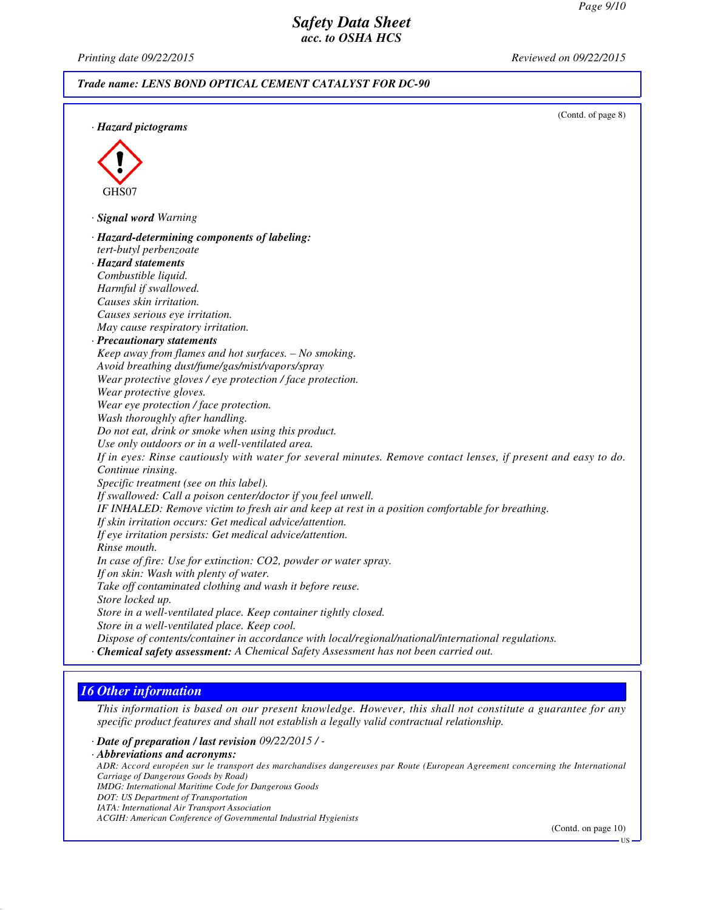(Contd. of page 8)

· **Hazard pictograms**

GHS07

· **Signal word** *Warning*

· **Hazard-determining components of labeling:**
*tert-butyl perbenzoate*

· **Hazard statements**
*Combustible liquid.*
*Harmful if swallowed.*
*Causes skin irritation.*
*Causes serious eye irritation.*
*May cause respiratory irritation.*

· **Precautionary statements**
*Keep away from flames and hot surfaces. – No smoking.*
*Avoid breathing dust/fume/gas/mist/vapors/spray*
*Wear protective gloves / eye protection / face protection.*
*Wear protective gloves.*
*Wear eye protection / face protection.*
*Wash thoroughly after handling.*
*Do not eat, drink or smoke when using this product.*
*Use only outdoors or in a well-ventilated area.*
*If in eyes: Rinse cautiously with water for several minutes. Remove contact lenses, if present and easy to do. Continue rinsing.*
*Specific treatment (see on this label).*
*If swallowed: Call a poison center/doctor if you feel unwell.*
*IF INHALED: Remove victim to fresh air and keep at rest in a position comfortable for breathing.*
*If skin irritation occurs: Get medical advice/attention.*
*If eye irritation persists: Get medical advice/attention.*
*Rinse mouth.*
*In case of fire: Use for extinction: CO2, powder or water spray.*
*If on skin: Wash with plenty of water.*
*Take off contaminated clothing and wash it before reuse.*
*Store locked up.*
*Store in a well-ventilated place. Keep container tightly closed.*
*Store in a well-ventilated place. Keep cool.*
*Dispose of contents/container in accordance with local/regional/national/international regulations.*

· **Chemical safety assessment:** *A Chemical Safety Assessment has not been carried out.*

## 16 Other information

*This information is based on our present knowledge. However, this shall not constitute a guarantee for any specific product features and shall not establish a legally valid contractual relationship.*

· **Date of preparation / last revision** *09/22/2015 / -*

· **Abbreviations and acronyms:**
*ADR: Accord européen sur le transport des marchandises dangereuses par Route (European Agreement concerning the International Carriage of Dangerous Goods by Road)*
*IMDG: International Maritime Code for Dangerous Goods*
*DOT: US Department of Transportation*
*IATA: International Air Transport Association*
*ACGIH: American Conference of Governmental Industrial Hygienists*

(Contd. on page 10)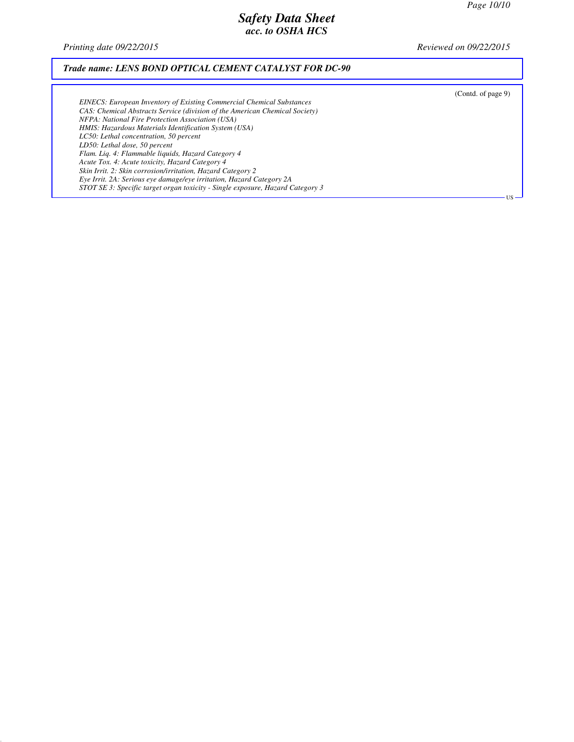(Contd. of page 9)

*EINECS: European Inventory of Existing Commercial Chemical Substances*
*CAS: Chemical Abstracts Service (division of the American Chemical Society)*
*NFPA: National Fire Protection Association (USA)*
*HMIS: Hazardous Materials Identification System (USA)*
*LC50: Lethal concentration, 50 percent*
*LD50: Lethal dose, 50 percent*
*Flam. Liq. 4: Flammable liquids, Hazard Category 4*
*Acute Tox. 4: Acute toxicity, Hazard Category 4*
*Skin Irrit. 2: Skin corrosion/irritation, Hazard Category 2*
*Eye Irrit. 2A: Serious eye damage/eye irritation, Hazard Category 2A*
*STOT SE 3: Specific target organ toxicity - Single exposure, Hazard Category 3*

US